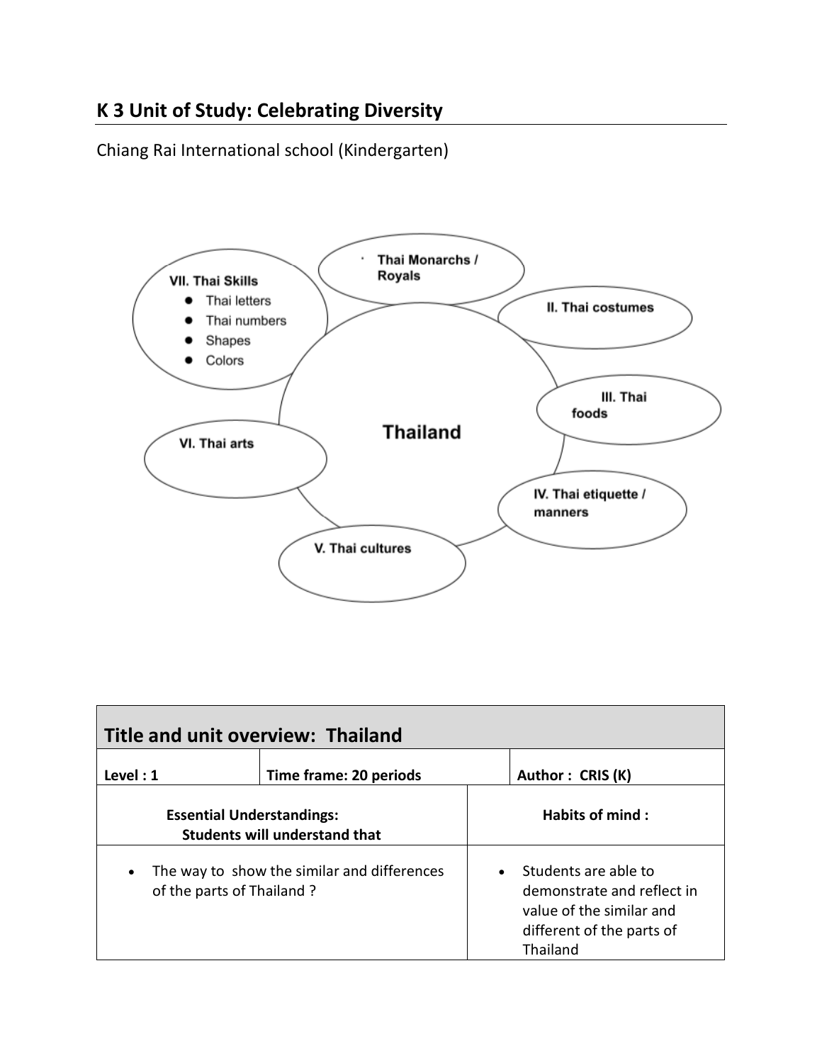# K 3 Unit of Study: Celebrating Diversity

Chiang Rai International school (Kindergarten)

**Thailand**

- **Thai Monarchs / Royals**
- **II. Thai costumes**
- **III. Thai foods**
- **IV. Thai etiquette / manners**
- **V. Thai cultures**
- **VI. Thai arts**
- **VII. Thai Skills**
  - Thai letters
  - Thai numbers
  - Shapes
  - Colors

## Title and unit overview: Thailand

| Level : 1 | Time frame: 20 periods | Author : CRIS (K) |
|---|---|---|
| **Essential Understandings: Students will understand that** | | **Habits of mind :** |
| • The way to show the similar and differences of the parts of Thailand ? | | • Students are able to demonstrate and reflect in value of the similar and different of the parts of Thailand |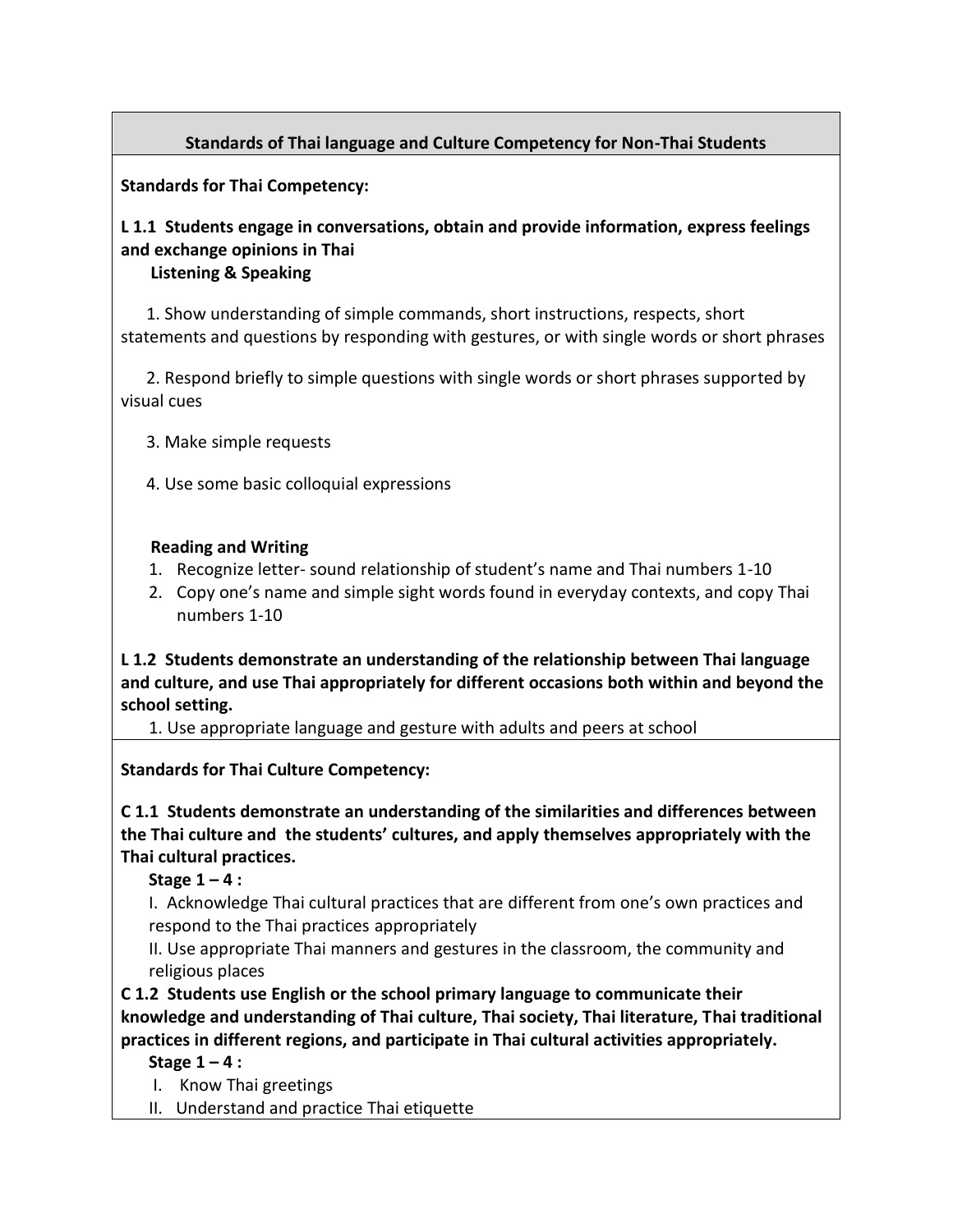## Standards of Thai language and Culture Competency for Non-Thai Students

**Standards for Thai Competency:**

**L 1.1 Students engage in conversations, obtain and provide information, express feelings and exchange opinions in Thai**

**Listening & Speaking**

1. Show understanding of simple commands, short instructions, respects, short statements and questions by responding with gestures, or with single words or short phrases
2. Respond briefly to simple questions with single words or short phrases supported by visual cues
3. Make simple requests
4. Use some basic colloquial expressions

**Reading and Writing**

1. Recognize letter- sound relationship of student's name and Thai numbers 1-10
2. Copy one's name and simple sight words found in everyday contexts, and copy Thai numbers 1-10

**L 1.2 Students demonstrate an understanding of the relationship between Thai language and culture, and use Thai appropriately for different occasions both within and beyond the school setting.**

1. Use appropriate language and gesture with adults and peers at school

**Standards for Thai Culture Competency:**

**C 1.1 Students demonstrate an understanding of the similarities and differences between the Thai culture and the students' cultures, and apply themselves appropriately with the Thai cultural practices.**

**Stage 1 – 4 :**

I. Acknowledge Thai cultural practices that are different from one's own practices and respond to the Thai practices appropriately

II. Use appropriate Thai manners and gestures in the classroom, the community and religious places

**C 1.2 Students use English or the school primary language to communicate their knowledge and understanding of Thai culture, Thai society, Thai literature, Thai traditional practices in different regions, and participate in Thai cultural activities appropriately.**

**Stage 1 – 4 :**

I. Know Thai greetings

II. Understand and practice Thai etiquette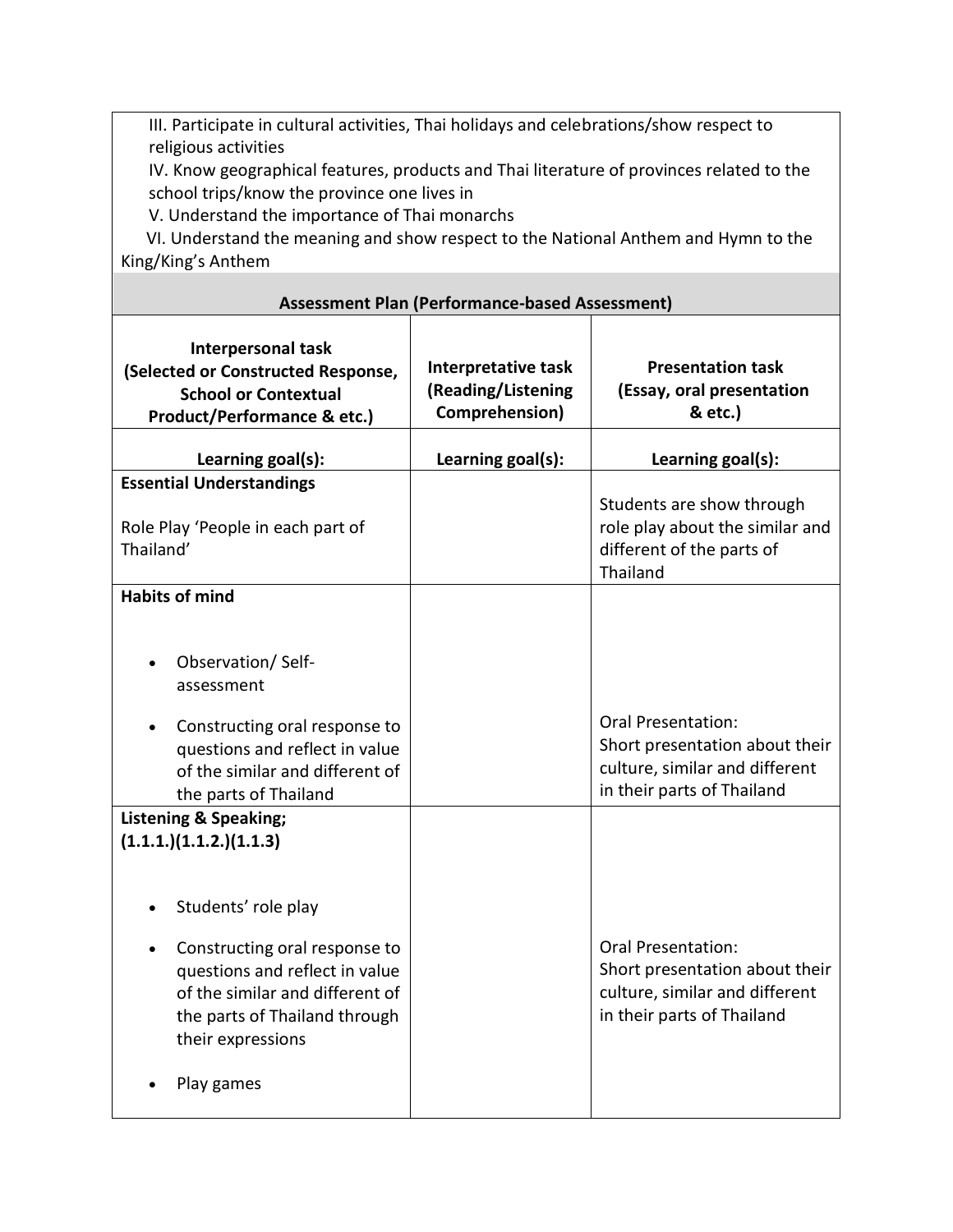III. Participate in cultural activities, Thai holidays and celebrations/show respect to religious activities

IV. Know geographical features, products and Thai literature of provinces related to the school trips/know the province one lives in

V. Understand the importance of Thai monarchs

VI. Understand the meaning and show respect to the National Anthem and Hymn to the King/King's Anthem

**Assessment Plan (Performance-based Assessment)**

| **Interpersonal task (Selected or Constructed Response, School or Contextual Product/Performance & etc.)** | **Interpretative task (Reading/Listening Comprehension)** | **Presentation task (Essay, oral presentation & etc.)** |
|---|---|---|
| **Learning goal(s):** | **Learning goal(s):** | **Learning goal(s):** |
| **Essential Understandings**<br><br>Role Play 'People in each part of Thailand' | | Students are show through role play about the similar and different of the parts of Thailand |
| **Habits of mind**<br><br>• Observation/ Self-assessment<br>• Constructing oral response to questions and reflect in value of the similar and different of the parts of Thailand | | Oral Presentation:<br>Short presentation about their culture, similar and different in their parts of Thailand |
| **Listening & Speaking; (1.1.1.)(1.1.2.)(1.1.3)**<br><br>• Students' role play<br>• Constructing oral response to questions and reflect in value of the similar and different of the parts of Thailand through their expressions<br>• Play games | | Oral Presentation:<br>Short presentation about their culture, similar and different in their parts of Thailand |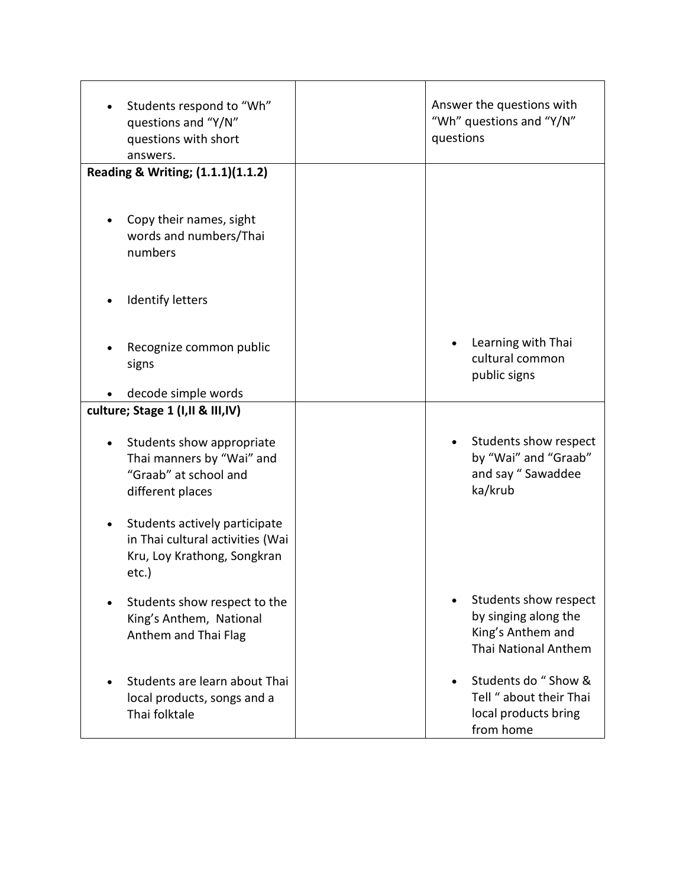| | | |
|---|---|---|
| • Students respond to "Wh" questions and "Y/N" questions with short answers. | | Answer the questions with "Wh" questions and "Y/N" questions |
| **Reading & Writing; (1.1.1)(1.1.2)**<br><br>• Copy their names, sight words and numbers/Thai numbers<br><br>• Identify letters<br><br>• Recognize common public signs<br>• decode simple words | | • Learning with Thai cultural common public signs |
| **culture; Stage 1 (I,II & III,IV)**<br><br>• Students show appropriate Thai manners by "Wai" and "Graab" at school and different places<br><br>• Students actively participate in Thai cultural activities (Wai Kru, Loy Krathong, Songkran etc.)<br><br>• Students show respect to the King's Anthem, National Anthem and Thai Flag<br><br>• Students are learn about Thai local products, songs and a Thai folktale | | • Students show respect by "Wai" and "Graab" and say " Sawaddee ka/krub<br><br>• Students show respect by singing along the King's Anthem and Thai National Anthem<br><br>• Students do " Show & Tell " about their Thai local products bring from home |